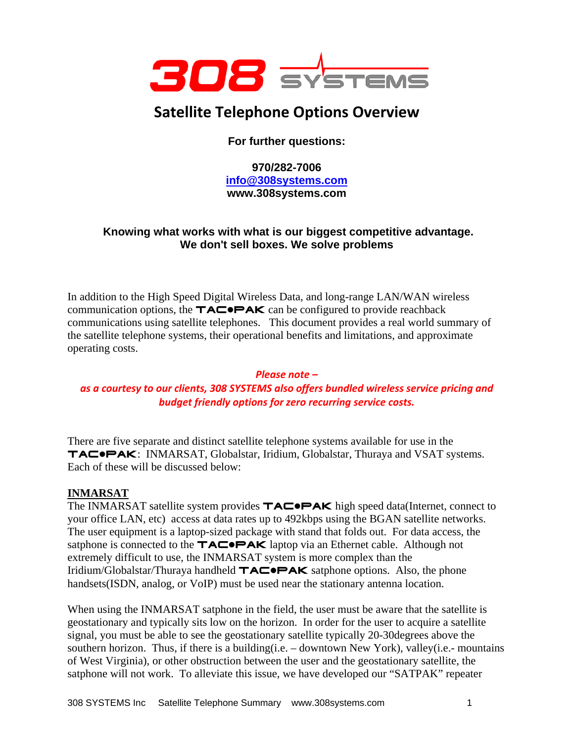# 308 SYSTEMS

## Satellite Telephone Options Overview

**For further questions:**

**970/282-7006**
**info@308systems.com**
**www.308systems.com**

**Knowing what works with what is our biggest competitive advantage.**
**We don't sell boxes. We solve problems**

In addition to the High Speed Digital Wireless Data, and long-range LAN/WAN wireless communication options, the TAC•PAK can be configured to provide reachback communications using satellite telephones. This document provides a real world summary of the satellite telephone systems, their operational benefits and limitations, and approximate operating costs.

***Please note –***
***as a courtesy to our clients, 308 SYSTEMS also offers bundled wireless service pricing and budget friendly options for zero recurring service costs.***

There are five separate and distinct satellite telephone systems available for use in the TAC•PAK: INMARSAT, Globalstar, Iridium, Globalstar, Thuraya and VSAT systems. Each of these will be discussed below:

**INMARSAT**

The INMARSAT satellite system provides TAC•PAK high speed data(Internet, connect to your office LAN, etc) access at data rates up to 492kbps using the BGAN satellite networks. The user equipment is a laptop-sized package with stand that folds out. For data access, the satphone is connected to the TAC•PAK laptop via an Ethernet cable. Although not extremely difficult to use, the INMARSAT system is more complex than the Iridium/Globalstar/Thuraya handheld TAC•PAK satphone options. Also, the phone handsets(ISDN, analog, or VoIP) must be used near the stationary antenna location.

When using the INMARSAT satphone in the field, the user must be aware that the satellite is geostationary and typically sits low on the horizon. In order for the user to acquire a satellite signal, you must be able to see the geostationary satellite typically 20-30degrees above the southern horizon. Thus, if there is a building(i.e. – downtown New York), valley(i.e.- mountains of West Virginia), or other obstruction between the user and the geostationary satellite, the satphone will not work. To alleviate this issue, we have developed our "SATPAK" repeater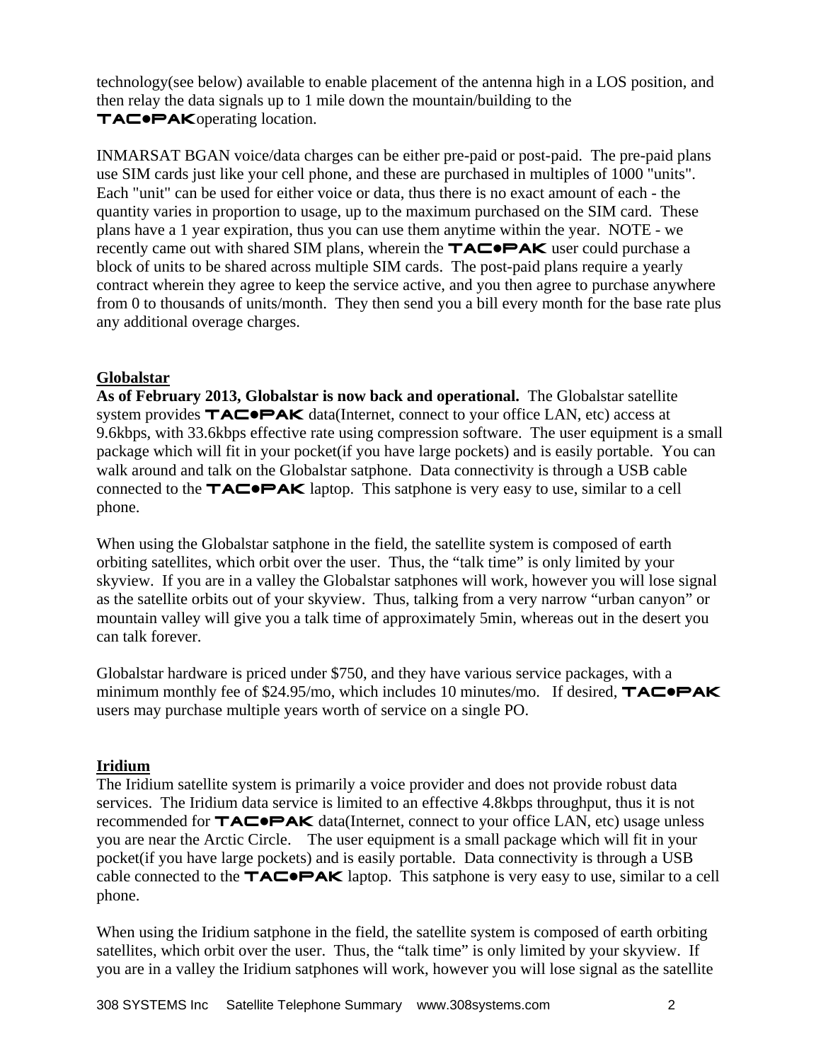technology(see below) available to enable placement of the antenna high in a LOS position, and then relay the data signals up to 1 mile down the mountain/building to the TAC•PAK operating location.

INMARSAT BGAN voice/data charges can be either pre-paid or post-paid. The pre-paid plans use SIM cards just like your cell phone, and these are purchased in multiples of 1000 "units". Each "unit" can be used for either voice or data, thus there is no exact amount of each - the quantity varies in proportion to usage, up to the maximum purchased on the SIM card. These plans have a 1 year expiration, thus you can use them anytime within the year. NOTE - we recently came out with shared SIM plans, wherein the TAC•PAK user could purchase a block of units to be shared across multiple SIM cards. The post-paid plans require a yearly contract wherein they agree to keep the service active, and you then agree to purchase anywhere from 0 to thousands of units/month. They then send you a bill every month for the base rate plus any additional overage charges.

**Globalstar**

**As of February 2013, Globalstar is now back and operational.** The Globalstar satellite system provides TAC•PAK data(Internet, connect to your office LAN, etc) access at 9.6kbps, with 33.6kbps effective rate using compression software. The user equipment is a small package which will fit in your pocket(if you have large pockets) and is easily portable. You can walk around and talk on the Globalstar satphone. Data connectivity is through a USB cable connected to the TAC•PAK laptop. This satphone is very easy to use, similar to a cell phone.

When using the Globalstar satphone in the field, the satellite system is composed of earth orbiting satellites, which orbit over the user. Thus, the "talk time" is only limited by your skyview. If you are in a valley the Globalstar satphones will work, however you will lose signal as the satellite orbits out of your skyview. Thus, talking from a very narrow "urban canyon" or mountain valley will give you a talk time of approximately 5min, whereas out in the desert you can talk forever.

Globalstar hardware is priced under $750, and they have various service packages, with a minimum monthly fee of $24.95/mo, which includes 10 minutes/mo. If desired, TAC•PAK users may purchase multiple years worth of service on a single PO.

**Iridium**

The Iridium satellite system is primarily a voice provider and does not provide robust data services. The Iridium data service is limited to an effective 4.8kbps throughput, thus it is not recommended for TAC•PAK data(Internet, connect to your office LAN, etc) usage unless you are near the Arctic Circle. The user equipment is a small package which will fit in your pocket(if you have large pockets) and is easily portable. Data connectivity is through a USB cable connected to the TAC•PAK laptop. This satphone is very easy to use, similar to a cell phone.

When using the Iridium satphone in the field, the satellite system is composed of earth orbiting satellites, which orbit over the user. Thus, the "talk time" is only limited by your skyview. If you are in a valley the Iridium satphones will work, however you will lose signal as the satellite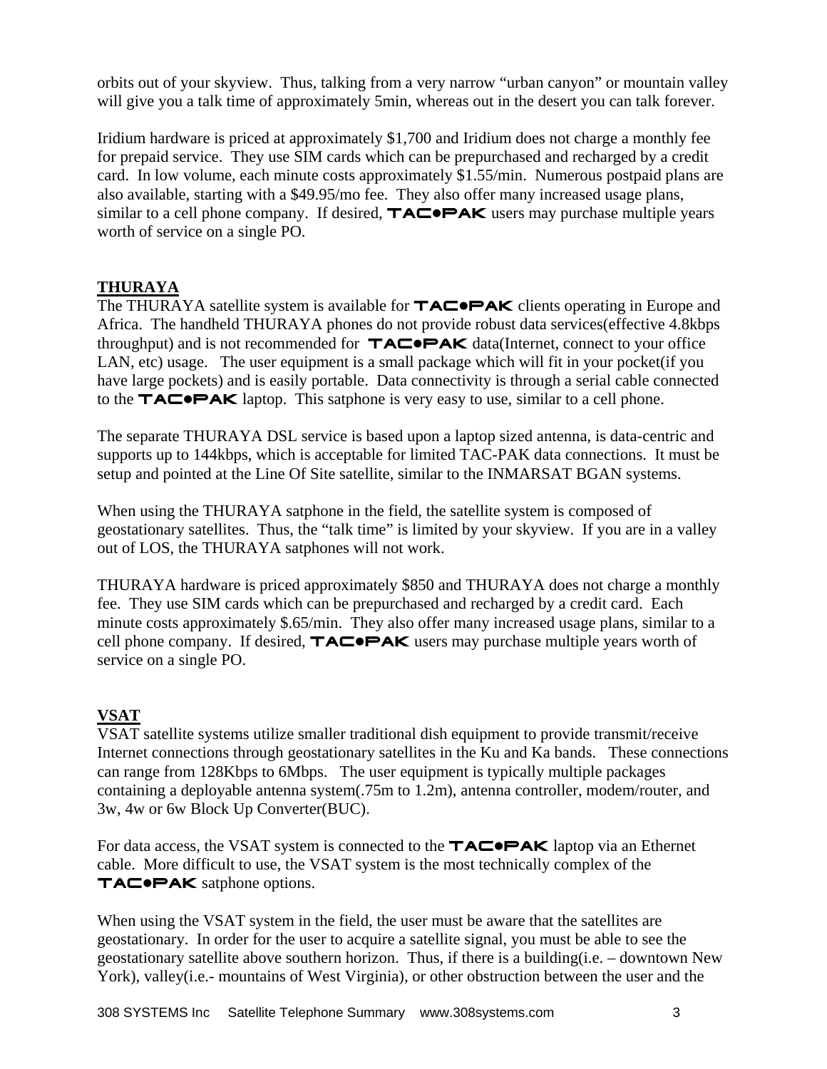orbits out of your skyview. Thus, talking from a very narrow "urban canyon" or mountain valley will give you a talk time of approximately 5min, whereas out in the desert you can talk forever.

Iridium hardware is priced at approximately $1,700 and Iridium does not charge a monthly fee for prepaid service. They use SIM cards which can be prepurchased and recharged by a credit card. In low volume, each minute costs approximately $1.55/min. Numerous postpaid plans are also available, starting with a $49.95/mo fee. They also offer many increased usage plans, similar to a cell phone company. If desired, **TAC•PAK** users may purchase multiple years worth of service on a single PO.

## THURAYA

The THURAYA satellite system is available for **TAC•PAK** clients operating in Europe and Africa. The handheld THURAYA phones do not provide robust data services(effective 4.8kbps throughput) and is not recommended for **TAC•PAK** data(Internet, connect to your office LAN, etc) usage. The user equipment is a small package which will fit in your pocket(if you have large pockets) and is easily portable. Data connectivity is through a serial cable connected to the **TAC•PAK** laptop. This satphone is very easy to use, similar to a cell phone.

The separate THURAYA DSL service is based upon a laptop sized antenna, is data-centric and supports up to 144kbps, which is acceptable for limited TAC-PAK data connections. It must be setup and pointed at the Line Of Site satellite, similar to the INMARSAT BGAN systems.

When using the THURAYA satphone in the field, the satellite system is composed of geostationary satellites. Thus, the "talk time" is limited by your skyview. If you are in a valley out of LOS, the THURAYA satphones will not work.

THURAYA hardware is priced approximately $850 and THURAYA does not charge a monthly fee. They use SIM cards which can be prepurchased and recharged by a credit card. Each minute costs approximately $.65/min. They also offer many increased usage plans, similar to a cell phone company. If desired, **TAC•PAK** users may purchase multiple years worth of service on a single PO.

## VSAT

VSAT satellite systems utilize smaller traditional dish equipment to provide transmit/receive Internet connections through geostationary satellites in the Ku and Ka bands. These connections can range from 128Kbps to 6Mbps. The user equipment is typically multiple packages containing a deployable antenna system(.75m to 1.2m), antenna controller, modem/router, and 3w, 4w or 6w Block Up Converter(BUC).

For data access, the VSAT system is connected to the **TAC•PAK** laptop via an Ethernet cable. More difficult to use, the VSAT system is the most technically complex of the **TAC•PAK** satphone options.

When using the VSAT system in the field, the user must be aware that the satellites are geostationary. In order for the user to acquire a satellite signal, you must be able to see the geostationary satellite above southern horizon. Thus, if there is a building(i.e. – downtown New York), valley(i.e.- mountains of West Virginia), or other obstruction between the user and the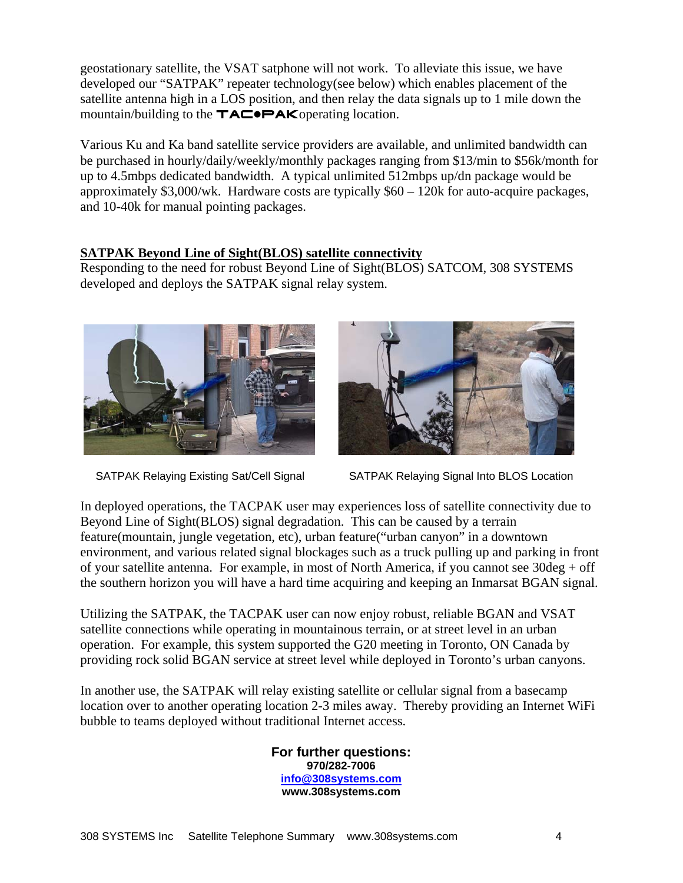geostationary satellite, the VSAT satphone will not work. To alleviate this issue, we have developed our "SATPAK" repeater technology(see below) which enables placement of the satellite antenna high in a LOS position, and then relay the data signals up to 1 mile down the mountain/building to the TAC•PAK operating location.

Various Ku and Ka band satellite service providers are available, and unlimited bandwidth can be purchased in hourly/daily/weekly/monthly packages ranging from $13/min to $56k/month for up to 4.5mbps dedicated bandwidth. A typical unlimited 512mbps up/dn package would be approximately $3,000/wk. Hardware costs are typically $60 – 120k for auto-acquire packages, and 10-40k for manual pointing packages.

## SATPAK Beyond Line of Sight(BLOS) satellite connectivity

Responding to the need for robust Beyond Line of Sight(BLOS) SATCOM, 308 SYSTEMS developed and deploys the SATPAK signal relay system.

SATPAK Relaying Existing Sat/Cell Signal

SATPAK Relaying Signal Into BLOS Location

In deployed operations, the TACPAK user may experiences loss of satellite connectivity due to Beyond Line of Sight(BLOS) signal degradation. This can be caused by a terrain feature(mountain, jungle vegetation, etc), urban feature("urban canyon" in a downtown environment, and various related signal blockages such as a truck pulling up and parking in front of your satellite antenna. For example, in most of North America, if you cannot see 30deg + off the southern horizon you will have a hard time acquiring and keeping an Inmarsat BGAN signal.

Utilizing the SATPAK, the TACPAK user can now enjoy robust, reliable BGAN and VSAT satellite connections while operating in mountainous terrain, or at street level in an urban operation. For example, this system supported the G20 meeting in Toronto, ON Canada by providing rock solid BGAN service at street level while deployed in Toronto's urban canyons.

In another use, the SATPAK will relay existing satellite or cellular signal from a basecamp location over to another operating location 2-3 miles away. Thereby providing an Internet WiFi bubble to teams deployed without traditional Internet access.

**For further questions:**
**970/282-7006**
**info@308systems.com**
**www.308systems.com**